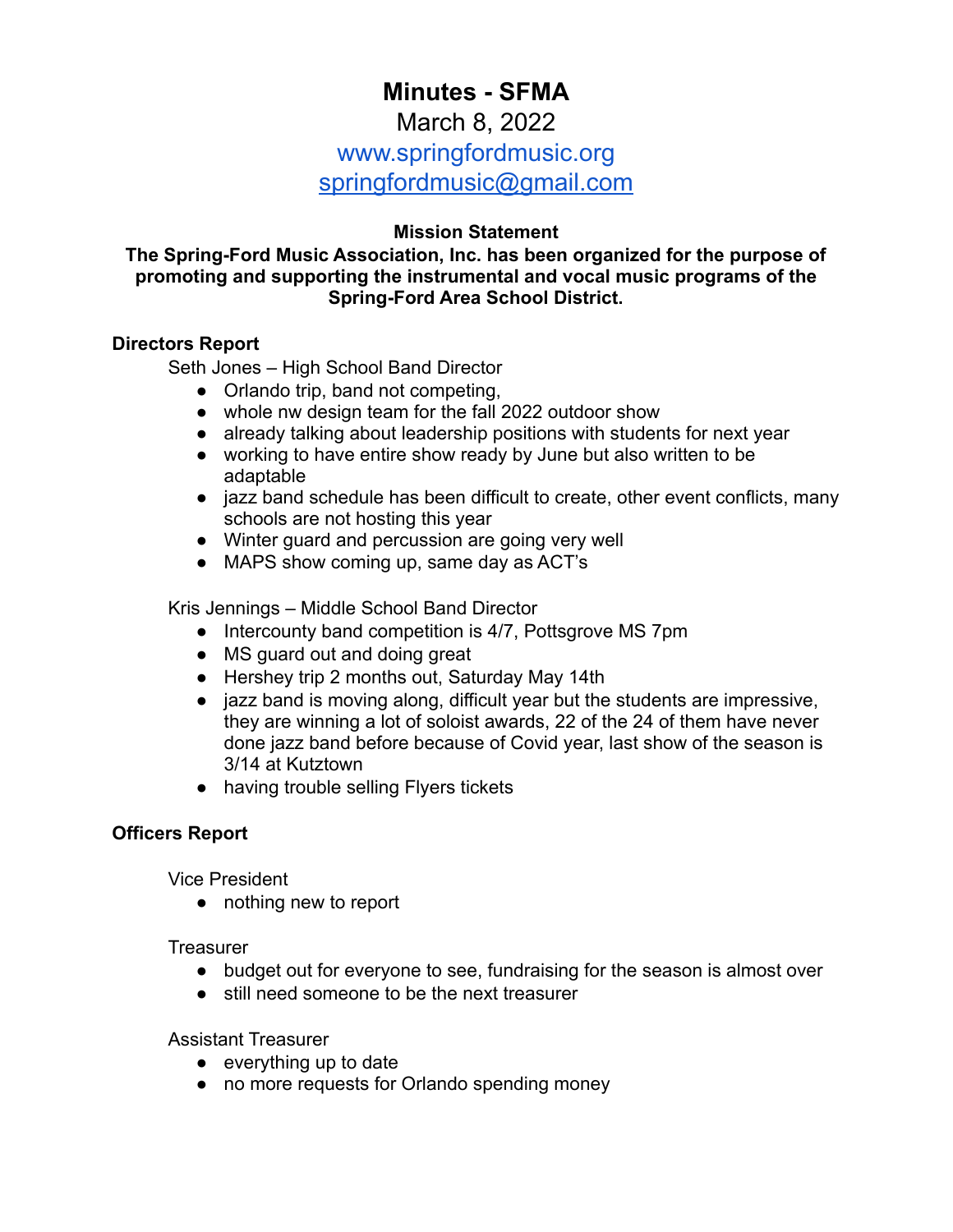# Minutes - SFMA

March 8, 2022

www.springfordmusic.org

springfordmusic@gmail.com

**Mission Statement**

**The Spring-Ford Music Association, Inc. has been organized for the purpose of promoting and supporting the instrumental and vocal music programs of the Spring-Ford Area School District.**

### Directors Report

Seth Jones – High School Band Director

- Orlando trip, band not competing,
- whole nw design team for the fall 2022 outdoor show
- already talking about leadership positions with students for next year
- working to have entire show ready by June but also written to be adaptable
- jazz band schedule has been difficult to create, other event conflicts, many schools are not hosting this year
- Winter guard and percussion are going very well
- MAPS show coming up, same day as ACT's

Kris Jennings – Middle School Band Director

- Intercounty band competition is 4/7, Pottsgrove MS 7pm
- MS guard out and doing great
- Hershey trip 2 months out, Saturday May 14th
- jazz band is moving along, difficult year but the students are impressive, they are winning a lot of soloist awards, 22 of the 24 of them have never done jazz band before because of Covid year, last show of the season is 3/14 at Kutztown
- having trouble selling Flyers tickets

### Officers Report

Vice President

- nothing new to report

Treasurer

- budget out for everyone to see, fundraising for the season is almost over
- still need someone to be the next treasurer

Assistant Treasurer

- everything up to date
- no more requests for Orlando spending money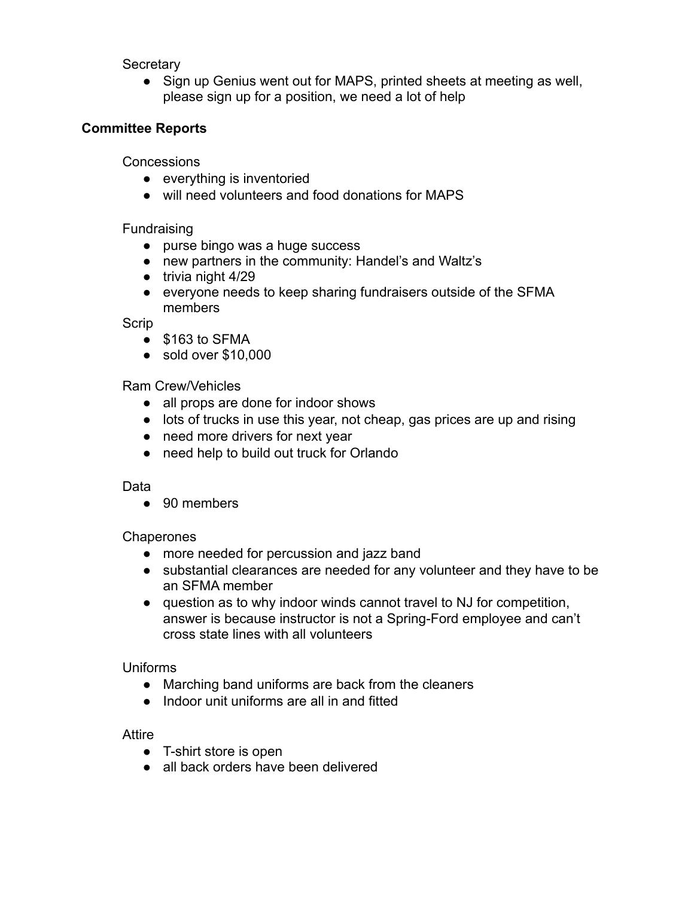Secretary

- Sign up Genius went out for MAPS, printed sheets at meeting as well, please sign up for a position, we need a lot of help

**Committee Reports**

Concessions

- everything is inventoried
- will need volunteers and food donations for MAPS

Fundraising

- purse bingo was a huge success
- new partners in the community: Handel's and Waltz's
- trivia night 4/29
- everyone needs to keep sharing fundraisers outside of the SFMA members

Scrip

- $163 to SFMA
- sold over $10,000

Ram Crew/Vehicles

- all props are done for indoor shows
- lots of trucks in use this year, not cheap, gas prices are up and rising
- need more drivers for next year
- need help to build out truck for Orlando

Data

- 90 members

Chaperones

- more needed for percussion and jazz band
- substantial clearances are needed for any volunteer and they have to be an SFMA member
- question as to why indoor winds cannot travel to NJ for competition, answer is because instructor is not a Spring-Ford employee and can't cross state lines with all volunteers

Uniforms

- Marching band uniforms are back from the cleaners
- Indoor unit uniforms are all in and fitted

Attire

- T-shirt store is open
- all back orders have been delivered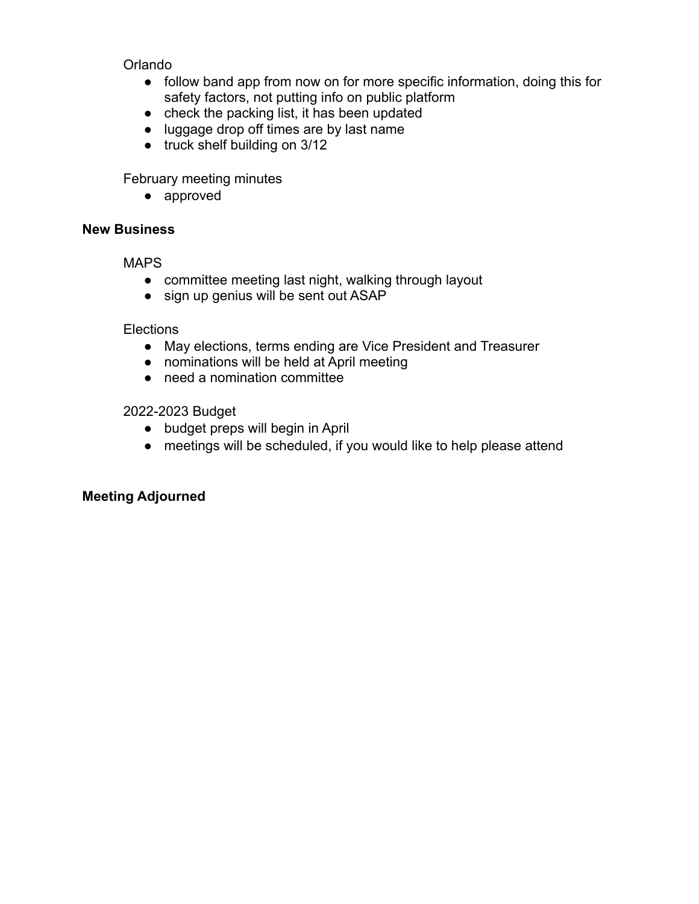Orlando

- follow band app from now on for more specific information, doing this for safety factors, not putting info on public platform
- check the packing list, it has been updated
- luggage drop off times are by last name
- truck shelf building on 3/12

February meeting minutes

- approved

**New Business**

MAPS

- committee meeting last night, walking through layout
- sign up genius will be sent out ASAP

Elections

- May elections, terms ending are Vice President and Treasurer
- nominations will be held at April meeting
- need a nomination committee

2022-2023 Budget

- budget preps will begin in April
- meetings will be scheduled, if you would like to help please attend

**Meeting Adjourned**